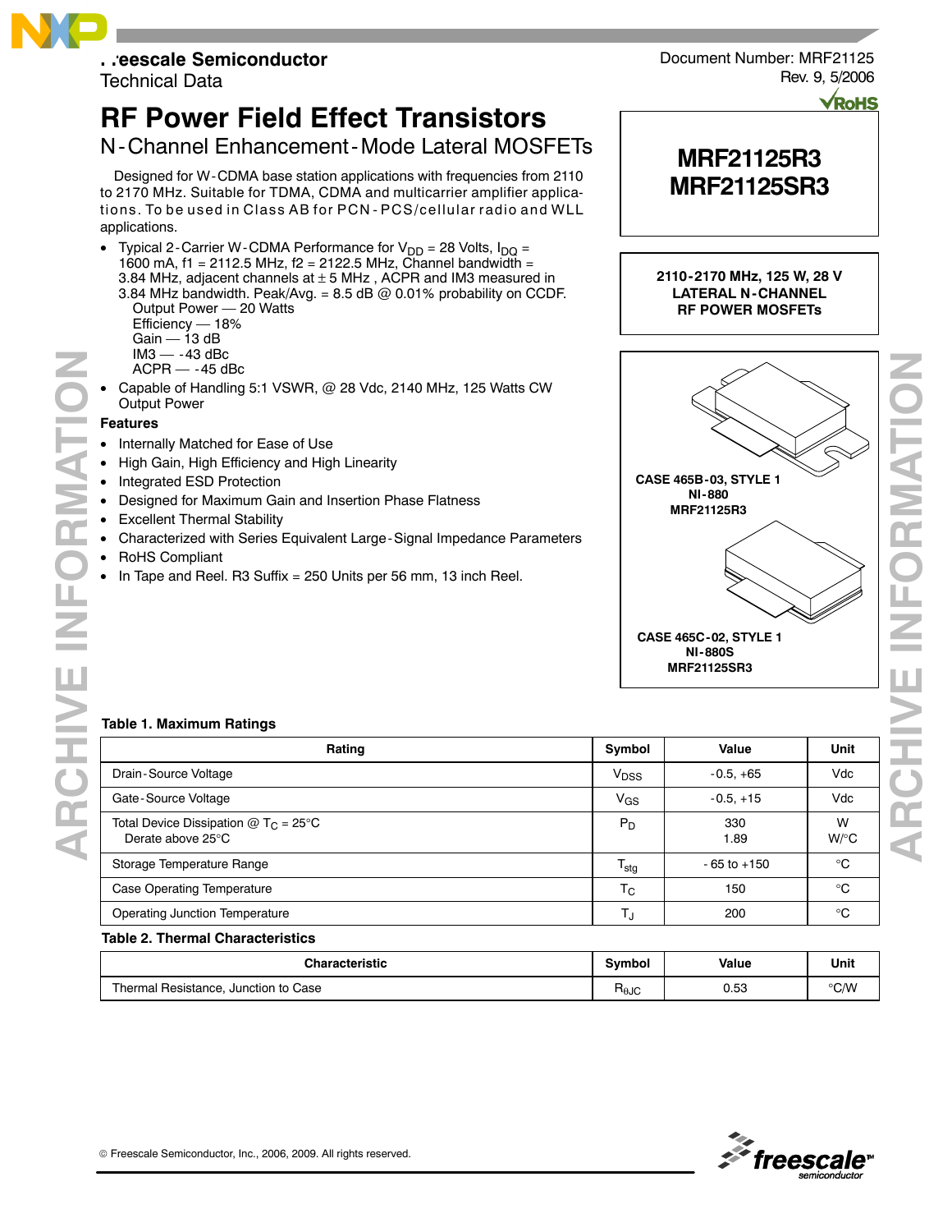Freescale Semiconductor
Technical Data

Document Number: MRF21125
Rev. 9, 5/2006

# RF Power Field Effect Transistors

## N-Channel Enhancement-Mode Lateral MOSFETs

Designed for W-CDMA base station applications with frequencies from 2110 to 2170 MHz. Suitable for TDMA, CDMA and multicarrier amplifier applications. To be used in Class AB for PCN-PCS/cellular radio and WLL applications.

- Typical 2-Carrier W-CDMA Performance for $V_{DD}$ = 28 Volts, $I_{DQ}$ = 1600 mA, f1 = 2112.5 MHz, f2 = 2122.5 MHz, Channel bandwidth = 3.84 MHz, adjacent channels at ± 5 MHz , ACPR and IM3 measured in 3.84 MHz bandwidth. Peak/Avg. = 8.5 dB @ 0.01% probability on CCDF.
  Output Power — 20 Watts
  Efficiency — 18%
  Gain — 13 dB
  IM3 — -43 dBc
  ACPR — -45 dBc
- Capable of Handling 5:1 VSWR, @ 28 Vdc, 2140 MHz, 125 Watts CW Output Power

**Features**

- Internally Matched for Ease of Use
- High Gain, High Efficiency and High Linearity
- Integrated ESD Protection
- Designed for Maximum Gain and Insertion Phase Flatness
- Excellent Thermal Stability
- Characterized with Series Equivalent Large-Signal Impedance Parameters
- RoHS Compliant
- In Tape and Reel. R3 Suffix = 250 Units per 56 mm, 13 inch Reel.

**MRF21125R3**
**MRF21125SR3**

**2110-2170 MHz, 125 W, 28 V**
**LATERAL N-CHANNEL**
**RF POWER MOSFETs**

**CASE 465B-03, STYLE 1**
**NI-880**
**MRF21125R3**

**CASE 465C-02, STYLE 1**
**NI-880S**
**MRF21125SR3**

**Table 1. Maximum Ratings**

| Rating | Symbol | Value | Unit |
|---|---|---|---|
| Drain-Source Voltage | $V_{DSS}$ | -0.5, +65 | Vdc |
| Gate-Source Voltage | $V_{GS}$ | -0.5, +15 | Vdc |
| Total Device Dissipation @ $T_C$ = 25°C<br>Derate above 25°C | $P_D$ | 330<br>1.89 | W<br>W/°C |
| Storage Temperature Range | $T_{stg}$ | - 65 to +150 | °C |
| Case Operating Temperature | $T_C$ | 150 | °C |
| Operating Junction Temperature | $T_J$ | 200 | °C |

**Table 2. Thermal Characteristics**

| Characteristic | Symbol | Value | Unit |
|---|---|---|---|
| Thermal Resistance, Junction to Case | $R_{\theta JC}$ | 0.53 | °C/W |

© Freescale Semiconductor, Inc., 2006, 2009. All rights reserved.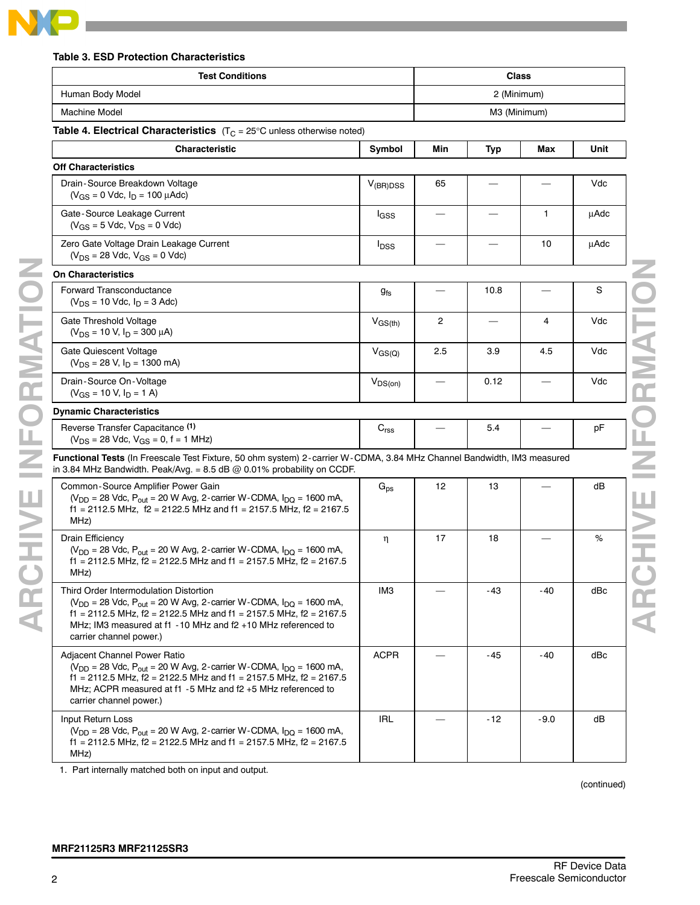**Table 3. ESD Protection Characteristics**

| Test Conditions | Class |
|---|---|
| Human Body Model | 2 (Minimum) |
| Machine Model | M3 (Minimum) |

**Table 4. Electrical Characteristics** ($T_C$ = 25°C unless otherwise noted)

| Characteristic | Symbol | Min | Typ | Max | Unit |
|---|---|---|---|---|---|
| **Off Characteristics** | | | | | |
| Drain-Source Breakdown Voltage ($V_{GS}$ = 0 Vdc, $I_D$ = 100 μAdc) | $V_{(BR)DSS}$ | 65 | — | — | Vdc |
| Gate-Source Leakage Current ($V_{GS}$ = 5 Vdc, $V_{DS}$ = 0 Vdc) | $I_{GSS}$ | — | — | 1 | μAdc |
| Zero Gate Voltage Drain Leakage Current ($V_{DS}$ = 28 Vdc, $V_{GS}$ = 0 Vdc) | $I_{DSS}$ | — | — | 10 | μAdc |
| **On Characteristics** | | | | | |
| Forward Transconductance ($V_{DS}$ = 10 Vdc, $I_D$ = 3 Adc) | $g_{fs}$ | — | 10.8 | — | S |
| Gate Threshold Voltage ($V_{DS}$ = 10 V, $I_D$ = 300 μA) | $V_{GS(th)}$ | 2 | — | 4 | Vdc |
| Gate Quiescent Voltage ($V_{DS}$ = 28 V, $I_D$ = 1300 mA) | $V_{GS(Q)}$ | 2.5 | 3.9 | 4.5 | Vdc |
| Drain-Source On-Voltage ($V_{GS}$ = 10 V, $I_D$ = 1 A) | $V_{DS(on)}$ | — | 0.12 | — | Vdc |
| **Dynamic Characteristics** | | | | | |
| Reverse Transfer Capacitance [(1)] ($V_{DS}$ = 28 Vdc, $V_{GS}$ = 0, f = 1 MHz) | $C_{rss}$ | — | 5.4 | — | pF |
| **Functional Tests** (In Freescale Test Fixture, 50 ohm system) 2-carrier W-CDMA, 3.84 MHz Channel Bandwidth, IM3 measured in 3.84 MHz Bandwidth. Peak/Avg. = 8.5 dB @ 0.01% probability on CCDF. | | | | | |
| Common-Source Amplifier Power Gain ($V_{DD}$ = 28 Vdc, $P_{out}$ = 20 W Avg, 2-carrier W-CDMA, $I_{DQ}$ = 1600 mA, f1 = 2112.5 MHz, f2 = 2122.5 MHz and f1 = 2157.5 MHz, f2 = 2167.5 MHz) | $G_{ps}$ | 12 | 13 | — | dB |
| Drain Efficiency ($V_{DD}$ = 28 Vdc, $P_{out}$ = 20 W Avg, 2-carrier W-CDMA, $I_{DQ}$ = 1600 mA, f1 = 2112.5 MHz, f2 = 2122.5 MHz and f1 = 2157.5 MHz, f2 = 2167.5 MHz) | η | 17 | 18 | — | % |
| Third Order Intermodulation Distortion ($V_{DD}$ = 28 Vdc, $P_{out}$ = 20 W Avg, 2-carrier W-CDMA, $I_{DQ}$ = 1600 mA, f1 = 2112.5 MHz, f2 = 2122.5 MHz and f1 = 2157.5 MHz, f2 = 2167.5 MHz; IM3 measured at f1 -10 MHz and f2 +10 MHz referenced to carrier channel power.) | IM3 | — | -43 | -40 | dBc |
| Adjacent Channel Power Ratio ($V_{DD}$ = 28 Vdc, $P_{out}$ = 20 W Avg, 2-carrier W-CDMA, $I_{DQ}$ = 1600 mA, f1 = 2112.5 MHz, f2 = 2122.5 MHz and f1 = 2157.5 MHz, f2 = 2167.5 MHz; ACPR measured at f1 -5 MHz and f2 +5 MHz referenced to carrier channel power.) | ACPR | — | -45 | -40 | dBc |
| Input Return Loss ($V_{DD}$ = 28 Vdc, $P_{out}$ = 20 W Avg, 2-carrier W-CDMA, $I_{DQ}$ = 1600 mA, f1 = 2112.5 MHz, f2 = 2122.5 MHz and f1 = 2157.5 MHz, f2 = 2167.5 MHz) | IRL | — | -12 | -9.0 | dB |

1. Part internally matched both on input and output.

(continued)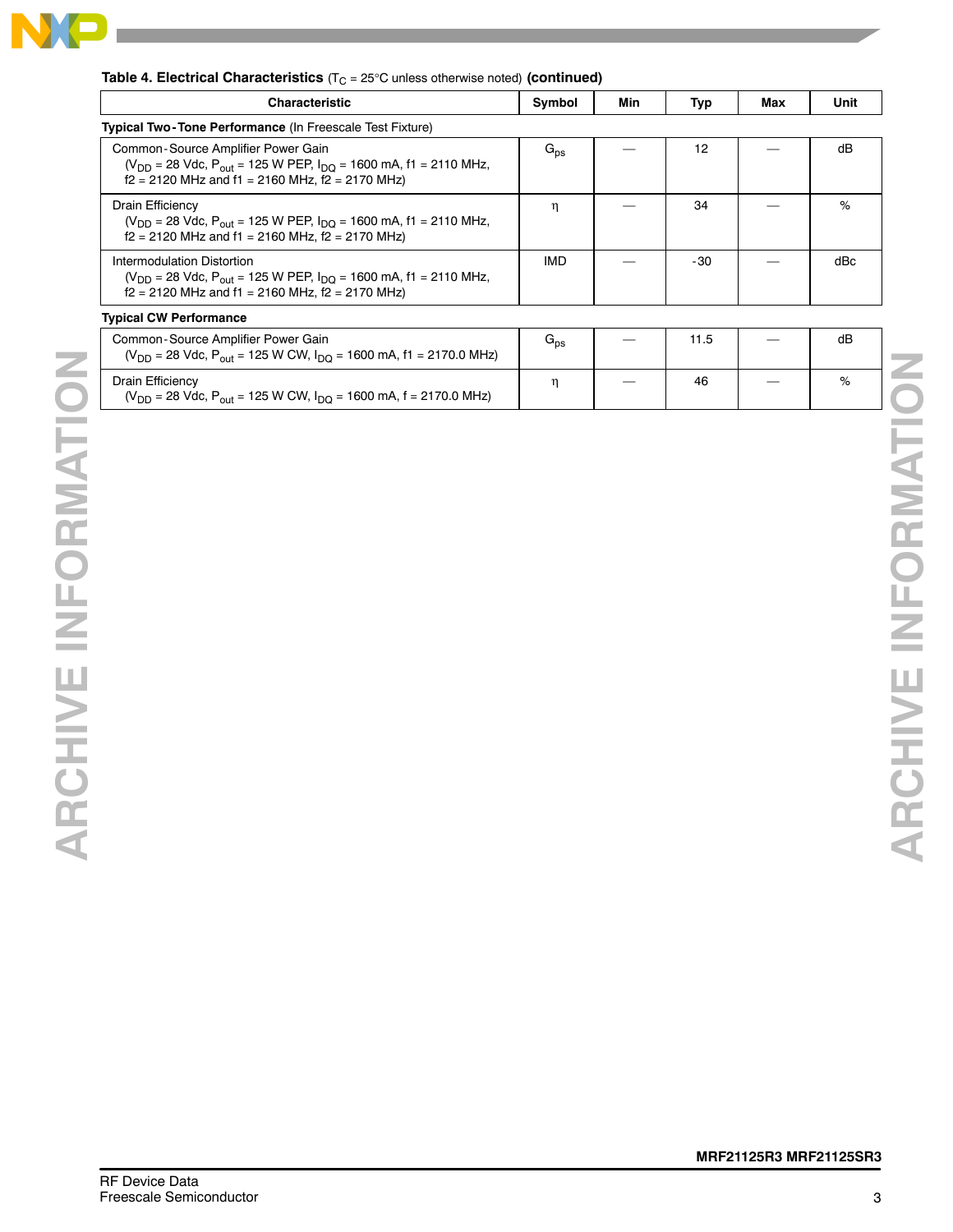**Table 4. Electrical Characteristics** ($T_C$ = 25°C unless otherwise noted) **(continued)**

| Characteristic | Symbol | Min | Typ | Max | Unit |
|---|---|---|---|---|---|
| **Typical Two-Tone Performance** (In Freescale Test Fixture) | | | | | |
| Common-Source Amplifier Power Gain ($V_{DD}$ = 28 Vdc, $P_{out}$ = 125 W PEP, $I_{DQ}$ = 1600 mA, f1 = 2110 MHz, f2 = 2120 MHz and f1 = 2160 MHz, f2 = 2170 MHz) | $G_{ps}$ | — | 12 | — | dB |
| Drain Efficiency ($V_{DD}$ = 28 Vdc, $P_{out}$ = 125 W PEP, $I_{DQ}$ = 1600 mA, f1 = 2110 MHz, f2 = 2120 MHz and f1 = 2160 MHz, f2 = 2170 MHz) | η | — | 34 | — | % |
| Intermodulation Distortion ($V_{DD}$ = 28 Vdc, $P_{out}$ = 125 W PEP, $I_{DQ}$ = 1600 mA, f1 = 2110 MHz, f2 = 2120 MHz and f1 = 2160 MHz, f2 = 2170 MHz) | IMD | — | -30 | — | dBc |
| **Typical CW Performance** | | | | | |
| Common-Source Amplifier Power Gain ($V_{DD}$ = 28 Vdc, $P_{out}$ = 125 W CW, $I_{DQ}$ = 1600 mA, f1 = 2170.0 MHz) | $G_{ps}$ | — | 11.5 | — | dB |
| Drain Efficiency ($V_{DD}$ = 28 Vdc, $P_{out}$ = 125 W CW, $I_{DQ}$ = 1600 mA, f = 2170.0 MHz) | η | — | 46 | — | % |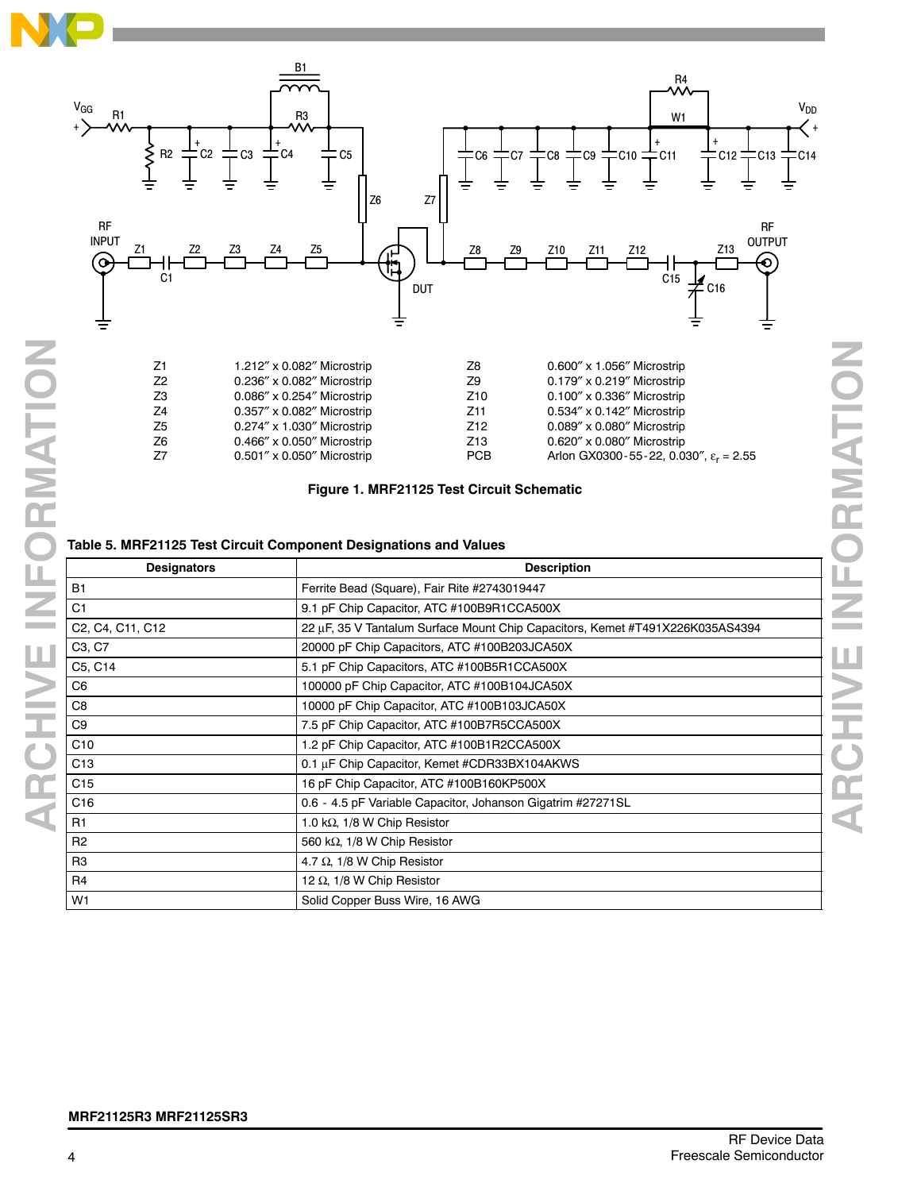$V_{GG}$

R1

B1

R3

R2

C2

C3

C4

C5

R4

W1

$V_{DD}$

C6

C7

C8

C9

C10

C11

C12

C13

C14

Z6

Z7

RF INPUT

Z1

C1

Z2

Z3

Z4

Z5

DUT

Z8

Z9

Z10

Z11

Z12

C15

C16

Z13

RF OUTPUT

Z1 1.212″ x 0.082″ Microstrip
Z2 0.236″ x 0.082″ Microstrip
Z3 0.086″ x 0.254″ Microstrip
Z4 0.357″ x 0.082″ Microstrip
Z5 0.274″ x 1.030″ Microstrip
Z6 0.466″ x 0.050″ Microstrip
Z7 0.501″ x 0.050″ Microstrip
Z8 0.600″ x 1.056″ Microstrip
Z9 0.179″ x 0.219″ Microstrip
Z10 0.100″ x 0.336″ Microstrip
Z11 0.534″ x 0.142″ Microstrip
Z12 0.089″ x 0.080″ Microstrip
Z13 0.620″ x 0.080″ Microstrip
PCB Arlon GX0300-55-22, 0.030″, $\varepsilon_r$ = 2.55

**Figure 1. MRF21125 Test Circuit Schematic**

**Table 5. MRF21125 Test Circuit Component Designations and Values**

| Designators | Description |
|---|---|
| B1 | Ferrite Bead (Square), Fair Rite #2743019447 |
| C1 | 9.1 pF Chip Capacitor, ATC #100B9R1CCA500X |
| C2, C4, C11, C12 | 22 μF, 35 V Tantalum Surface Mount Chip Capacitors, Kemet #T491X226K035AS4394 |
| C3, C7 | 20000 pF Chip Capacitors, ATC #100B203JCA50X |
| C5, C14 | 5.1 pF Chip Capacitors, ATC #100B5R1CCA500X |
| C6 | 100000 pF Chip Capacitor, ATC #100B104JCA50X |
| C8 | 10000 pF Chip Capacitor, ATC #100B103JCA50X |
| C9 | 7.5 pF Chip Capacitor, ATC #100B7R5CCA500X |
| C10 | 1.2 pF Chip Capacitor, ATC #100B1R2CCA500X |
| C13 | 0.1 μF Chip Capacitor, Kemet #CDR33BX104AKWS |
| C15 | 16 pF Chip Capacitor, ATC #100B160KP500X |
| C16 | 0.6 - 4.5 pF Variable Capacitor, Johanson Gigatrim #27271SL |
| R1 | 1.0 kΩ, 1/8 W Chip Resistor |
| R2 | 560 kΩ, 1/8 W Chip Resistor |
| R3 | 4.7 Ω, 1/8 W Chip Resistor |
| R4 | 12 Ω, 1/8 W Chip Resistor |
| W1 | Solid Copper Buss Wire, 16 AWG |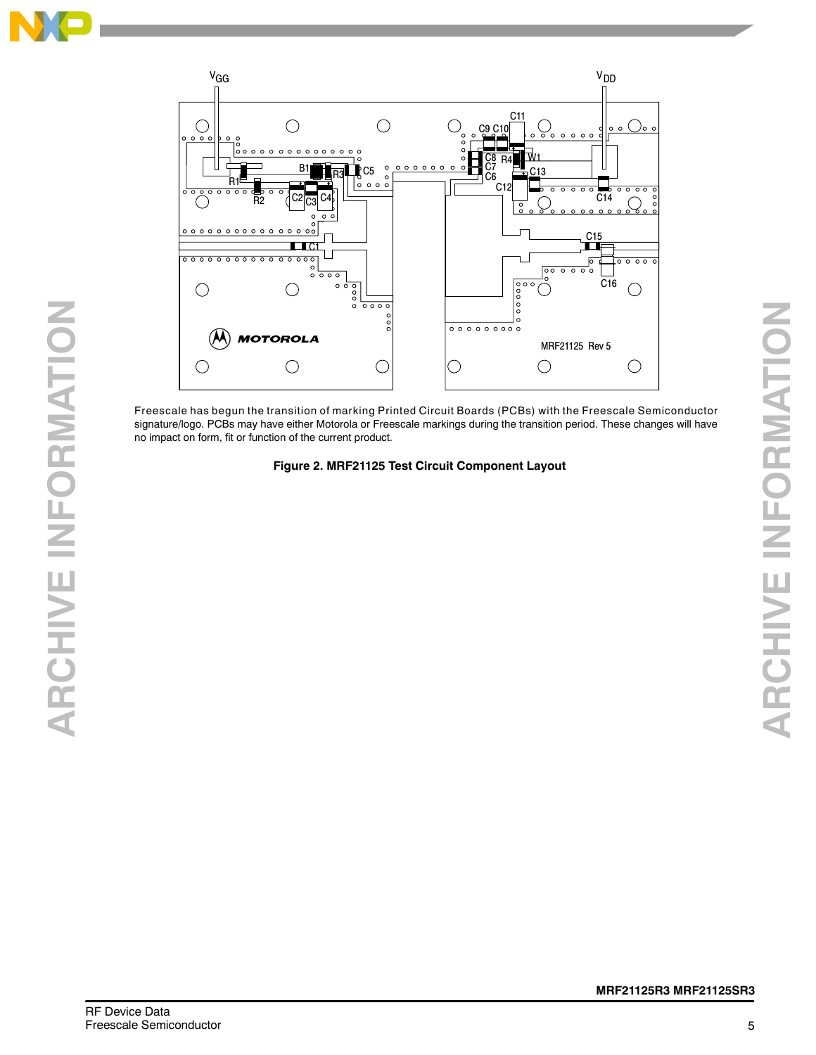$V_{GG}$

$V_{DD}$

C11

C9 C10

C8 R4 W1

C7

C6 C13

C12

B1 R3 C5

R1

R2 C2 C3 C4 C14

C1 C15

C16

MOTOROLA

MRF21125 Rev 5

Freescale has begun the transition of marking Printed Circuit Boards (PCBs) with the Freescale Semiconductor signature/logo. PCBs may have either Motorola or Freescale markings during the transition period. These changes will have no impact on form, fit or function of the current product.

**Figure 2. MRF21125 Test Circuit Component Layout**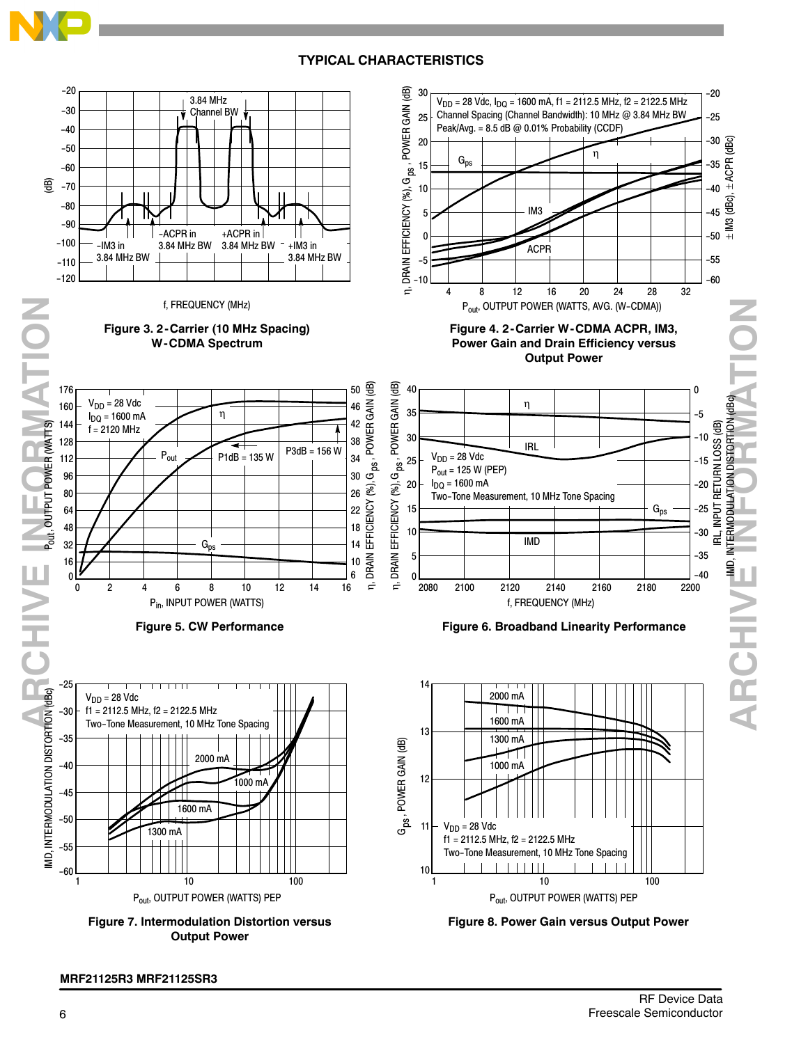## TYPICAL CHARACTERISTICS

(dB)
-20
-30
-40
-50
-60
-70
-80
-90
-100
-110
-120
3.84 MHz Channel BW
-IM3 in 3.84 MHz BW
-ACPR in 3.84 MHz BW
+ACPR in 3.84 MHz BW
+IM3 in 3.84 MHz BW
f, FREQUENCY (MHz)

**Figure 3. 2-Carrier (10 MHz Spacing) W-CDMA Spectrum**

$V_{DD}$ = 28 Vdc, $I_{DQ}$ = 1600 mA, f1 = 2112.5 MHz, f2 = 2122.5 MHz
Channel Spacing (Channel Bandwidth): 10 MHz @ 3.84 MHz BW
Peak/Avg. = 8.5 dB @ 0.01% Probability (CCDF)
$G_{ps}$
η
IM3
ACPR
η, DRAIN EFFICIENCY (%), $G_{ps}$, POWER GAIN (dB)
30 25 20 15 10 5 0 -5 -10
±IM3 (dBc), ±ACPR (dBc)
-20 -25 -30 -35 -40 -45 -50 -55 -60
4 8 12 16 20 24 28 32
$P_{out}$, OUTPUT POWER (WATTS, AVG. (W-CDMA))

**Figure 4. 2-Carrier W-CDMA ACPR, IM3, Power Gain and Drain Efficiency versus Output Power**

$V_{DD}$ = 28 Vdc
$I_{DQ}$ = 1600 mA
f = 2120 MHz
η
$P_{out}$
P1dB = 135 W
P3dB = 156 W
$G_{ps}$
$P_{out}$, OUTPUT POWER (WATTS)
176 160 144 128 112 96 80 64 48 32 16 0
η, DRAIN EFFICIENCY (%), $G_{ps}$, POWER GAIN (dB)
50 46 42 38 34 30 26 22 18 14 10 6
0 2 4 6 8 10 12 14 16
$P_{in}$, INPUT POWER (WATTS)

**Figure 5. CW Performance**

η
IRL
$V_{DD}$ = 28 Vdc
$P_{out}$ = 125 W (PEP)
$I_{DQ}$ = 1600 mA
Two-Tone Measurement, 10 MHz Tone Spacing
$G_{ps}$
IMD
η, DRAIN EFFICIENCY (%), $G_{ps}$, POWER GAIN (dB)
40 35 30 25 20 15 10 5 0
IRL, INPUT RETURN LOSS (dB) IMD, INTERMODULATION DISTORTION (dBc)
0 -5 -10 -15 -20 -25 -30 -35 -40
2080 2100 2120 2140 2160 2180 2200
f, FREQUENCY (MHz)

**Figure 6. Broadband Linearity Performance**

$V_{DD}$ = 28 Vdc
f1 = 2112.5 MHz, f2 = 2122.5 MHz
Two-Tone Measurement, 10 MHz Tone Spacing
2000 mA
1000 mA
1600 mA
1300 mA
IMD, INTERMODULATION DISTORTION (dBc)
-25 -30 -35 -40 -45 -50 -55 -60
1 10 100
$P_{out}$, OUTPUT POWER (WATTS) PEP

**Figure 7. Intermodulation Distortion versus Output Power**

2000 mA
1600 mA
1300 mA
1000 mA
$V_{DD}$ = 28 Vdc
f1 = 2112.5 MHz, f2 = 2122.5 MHz
Two-Tone Measurement, 10 MHz Tone Spacing
$G_{ps}$, POWER GAIN (dB)
14 13 12 11 10
1 10 100
$P_{out}$, OUTPUT POWER (WATTS) PEP

**Figure 8. Power Gain versus Output Power**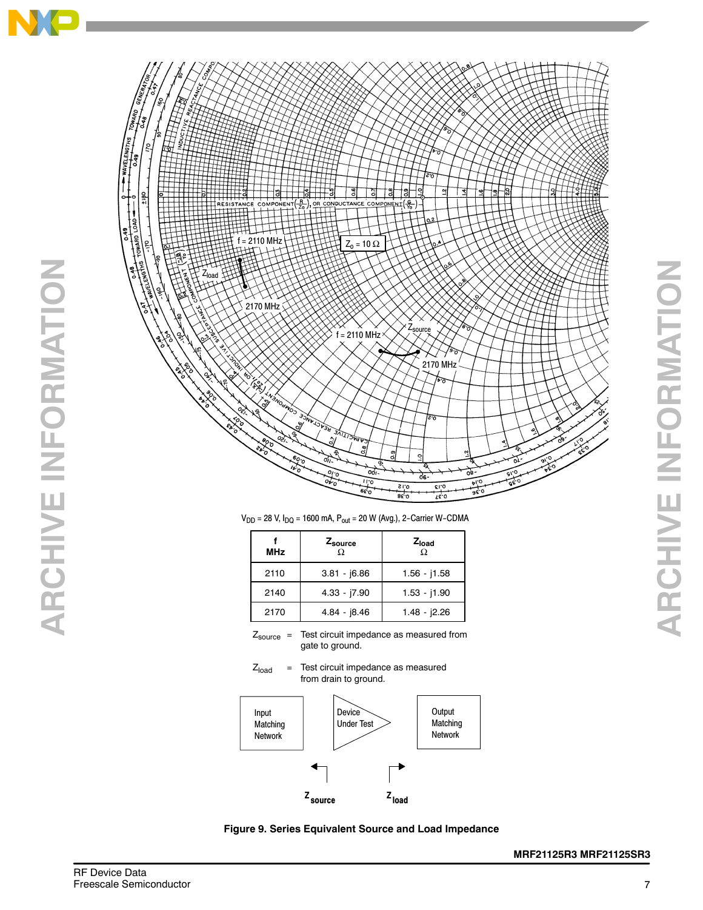f = 2110 MHz

$Z_{load}$

2170 MHz

$Z_o = 10\ \Omega$

f = 2110 MHz

$Z_{source}$

2170 MHz

$V_{DD}$ = 28 V, $I_{DQ}$ = 1600 mA, $P_{out}$ = 20 W (Avg.), 2-Carrier W-CDMA

| f MHz | $Z_{source}$ Ω | $Z_{load}$ Ω |
|---|---|---|
| 2110 | 3.81 - j6.86 | 1.56 - j1.58 |
| 2140 | 4.33 - j7.90 | 1.53 - j1.90 |
| 2170 | 4.84 - j8.46 | 1.48 - j2.26 |

$Z_{source}$ = Test circuit impedance as measured from gate to ground.

$Z_{load}$ = Test circuit impedance as measured from drain to ground.

Input Matching Network

Device Under Test

Output Matching Network

$Z_{source}$

$Z_{load}$

**Figure 9. Series Equivalent Source and Load Impedance**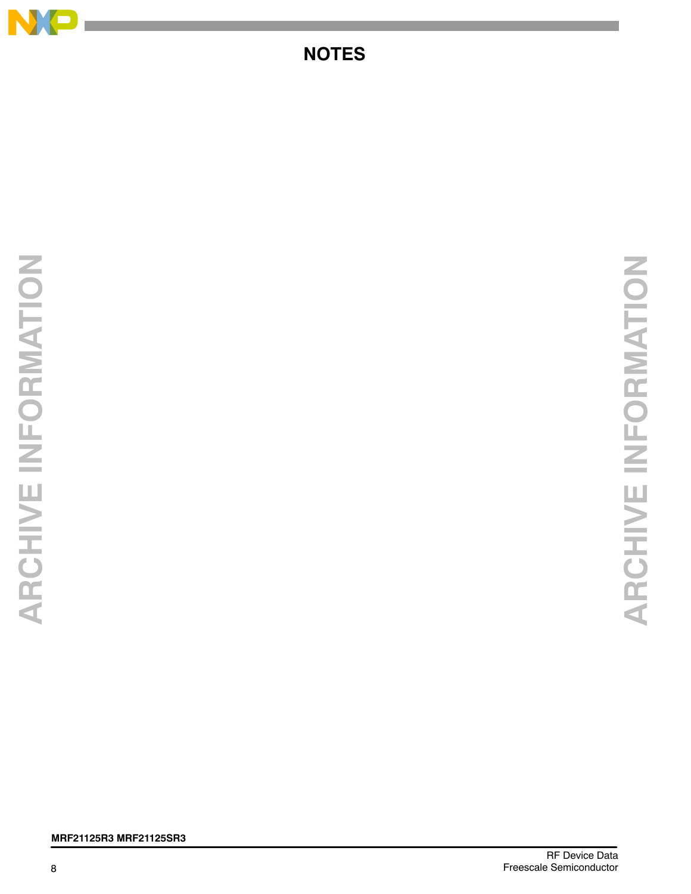# NOTES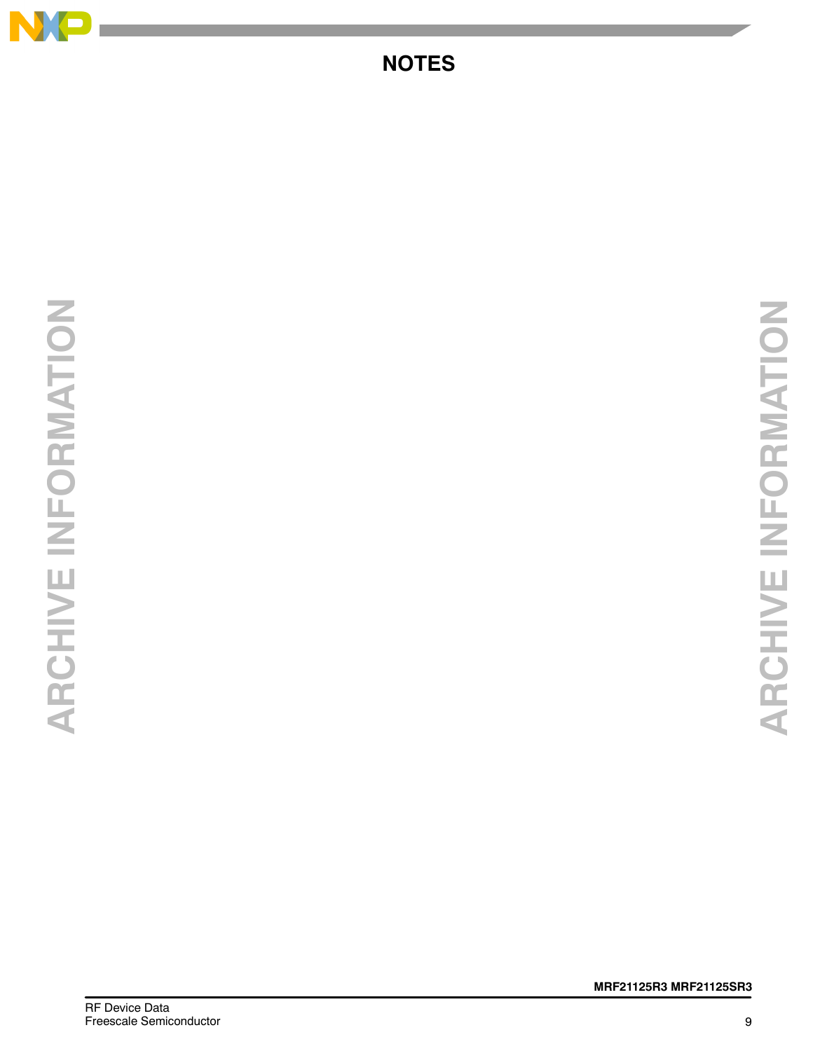# NOTES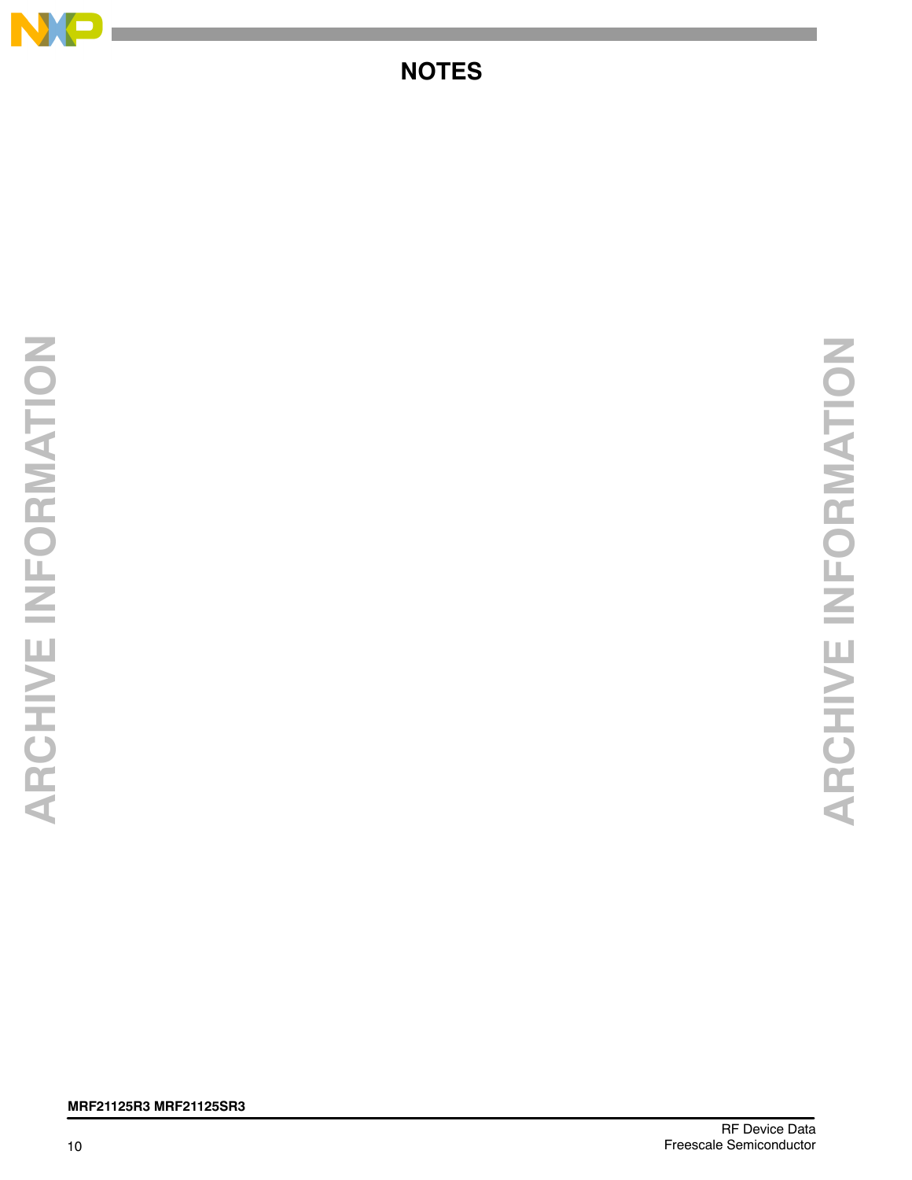# NOTES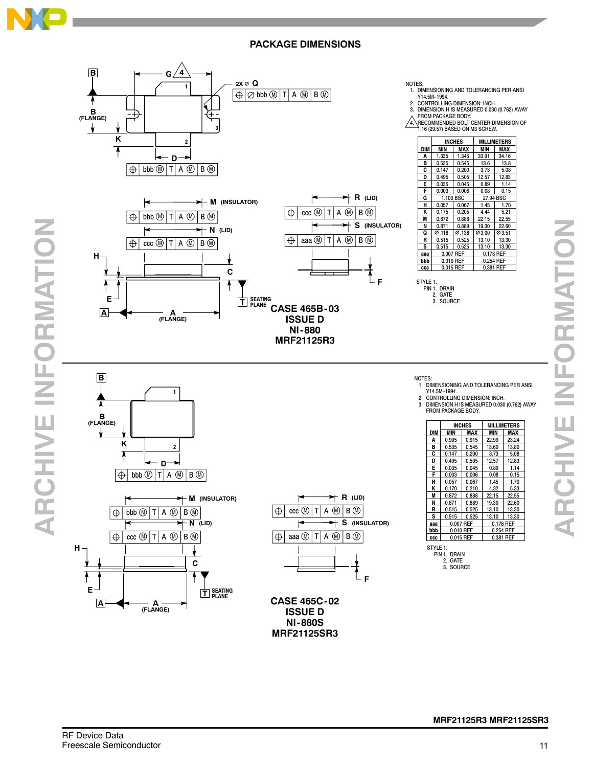## PACKAGE DIMENSIONS

B
G 4
1
2X Ø Q
⌖ Ø bbb Ⓜ T A Ⓜ B Ⓜ
B (FLANGE)
3
K
2
D
⌖ bbb Ⓜ T A Ⓜ B Ⓜ

M (INSULATOR)
⌖ bbb Ⓜ T A Ⓜ B Ⓜ
N (LID)
⌖ ccc Ⓜ T A Ⓜ B Ⓜ
R (LID)
⌖ ccc Ⓜ T A Ⓜ B Ⓜ
S (INSULATOR)
⌖ aaa Ⓜ T A Ⓜ B Ⓜ
H
C
E
F
T SEATING PLANE
A
A (FLANGE)

NOTES:
1. DIMENSIONING AND TOLERANCING PER ANSI Y14.5M-1994.
2. CONTROLLING DIMENSION: INCH.
3. DIMENSION H IS MEASURED 0.030 (0.762) AWAY FROM PACKAGE BODY.
4. RECOMMENDED BOLT CENTER DIMENSION OF 1.16 (29.57) BASED ON M3 SCREW.

| DIM | INCHES | | MILLIMETERS | |
|---|---|---|---|---|
| | MIN | MAX | MIN | MAX |
| A | 1.335 | 1.345 | 33.91 | 34.16 |
| B | 0.535 | 0.545 | 13.6 | 13.8 |
| C | 0.147 | 0.200 | 3.73 | 5.08 |
| D | 0.495 | 0.505 | 12.57 | 12.83 |
| E | 0.035 | 0.045 | 0.89 | 1.14 |
| F | 0.003 | 0.006 | 0.08 | 0.15 |
| G | 1.100 BSC | | 27.94 BSC | |
| H | 0.057 | 0.067 | 1.45 | 1.70 |
| K | 0.175 | 0.205 | 4.44 | 5.21 |
| M | 0.872 | 0.888 | 22.15 | 22.55 |
| N | 0.871 | 0.889 | 19.30 | 22.60 |
| Q | Ø.118 | Ø.138 | Ø3.00 | Ø3.51 |
| R | 0.515 | 0.525 | 13.10 | 13.30 |
| S | 0.515 | 0.525 | 13.10 | 13.30 |
| aaa | 0.007 REF | | 0.178 REF | |
| bbb | 0.010 REF | | 0.254 REF | |
| ccc | 0.015 REF | | 0.381 REF | |

STYLE 1:
PIN 1. DRAIN
2. GATE
3. SOURCE

**CASE 465B-03**
**ISSUE D**
**NI-880**
**MRF21125R3**

---

B
1
B (FLANGE)
K
2
D
⌖ bbb Ⓜ T A Ⓜ B Ⓜ

M (INSULATOR)
⌖ bbb Ⓜ T A Ⓜ B Ⓜ
N (LID)
⌖ ccc Ⓜ T A Ⓜ B Ⓜ
R (LID)
⌖ ccc Ⓜ T A Ⓜ B Ⓜ
S (INSULATOR)
⌖ aaa Ⓜ T A Ⓜ B Ⓜ
H
C
E
F
T SEATING PLANE
A
A (FLANGE)

NOTES:
1. DIMENSIONING AND TOLERANCING PER ANSI Y14.5M-1994.
2. CONTROLLING DIMENSION: INCH.
3. DIMENSION H IS MEASURED 0.030 (0.762) AWAY FROM PACKAGE BODY.

| DIM | INCHES | | MILLIMETERS | |
|---|---|---|---|---|
| | MIN | MAX | MIN | MAX |
| A | 0.905 | 0.915 | 22.99 | 23.24 |
| B | 0.535 | 0.545 | 13.60 | 13.80 |
| C | 0.147 | 0.200 | 3.73 | 5.08 |
| D | 0.495 | 0.505 | 12.57 | 12.83 |
| E | 0.035 | 0.045 | 0.89 | 1.14 |
| F | 0.003 | 0.006 | 0.08 | 0.15 |
| H | 0.057 | 0.067 | 1.45 | 1.70 |
| K | 0.170 | 0.210 | 4.32 | 5.33 |
| M | 0.872 | 0.888 | 22.15 | 22.55 |
| N | 0.871 | 0.889 | 19.30 | 22.60 |
| R | 0.515 | 0.525 | 13.10 | 13.30 |
| S | 0.515 | 0.525 | 13.10 | 13.30 |
| aaa | 0.007 REF | | 0.178 REF | |
| bbb | 0.010 REF | | 0.254 REF | |
| ccc | 0.015 REF | | 0.381 REF | |

STYLE 1:
PIN 1. DRAIN
2. GATE
3. SOURCE

**CASE 465C-02**
**ISSUE D**
**NI-880S**
**MRF21125SR3**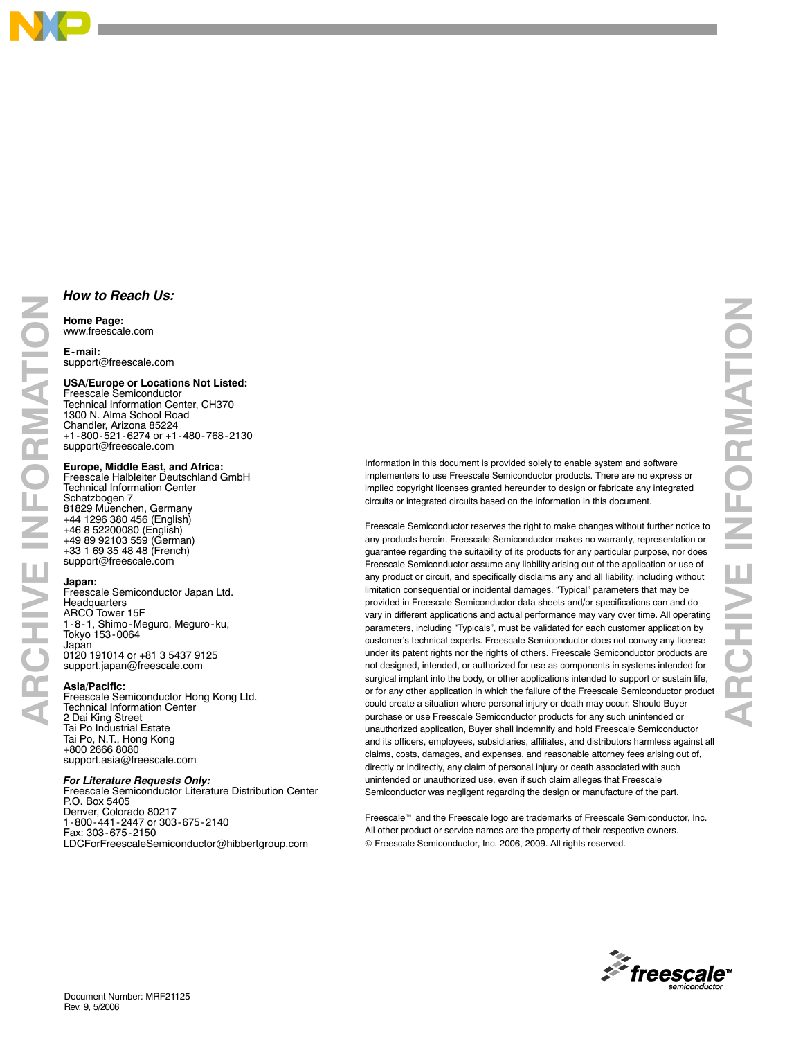### *How to Reach Us:*

**Home Page:**
www.freescale.com

**E-mail:**
support@freescale.com

**USA/Europe or Locations Not Listed:**
Freescale Semiconductor
Technical Information Center, CH370
1300 N. Alma School Road
Chandler, Arizona 85224
+1-800-521-6274 or +1-480-768-2130
support@freescale.com

**Europe, Middle East, and Africa:**
Freescale Halbleiter Deutschland GmbH
Technical Information Center
Schatzbogen 7
81829 Muenchen, Germany
+44 1296 380 456 (English)
+46 8 52200080 (English)
+49 89 92103 559 (German)
+33 1 69 35 48 48 (French)
support@freescale.com

**Japan:**
Freescale Semiconductor Japan Ltd.
Headquarters
ARCO Tower 15F
1-8-1, Shimo-Meguro, Meguro-ku,
Tokyo 153-0064
Japan
0120 191014 or +81 3 5437 9125
support.japan@freescale.com

**Asia/Pacific:**
Freescale Semiconductor Hong Kong Ltd.
Technical Information Center
2 Dai King Street
Tai Po Industrial Estate
Tai Po, N.T., Hong Kong
+800 2666 8080
support.asia@freescale.com

***For Literature Requests Only:***
Freescale Semiconductor Literature Distribution Center
P.O. Box 5405
Denver, Colorado 80217
1-800-441-2447 or 303-675-2140
Fax: 303-675-2150
LDCForFreescaleSemiconductor@hibbertgroup.com

Information in this document is provided solely to enable system and software implementers to use Freescale Semiconductor products. There are no express or implied copyright licenses granted hereunder to design or fabricate any integrated circuits or integrated circuits based on the information in this document.

Freescale Semiconductor reserves the right to make changes without further notice to any products herein. Freescale Semiconductor makes no warranty, representation or guarantee regarding the suitability of its products for any particular purpose, nor does Freescale Semiconductor assume any liability arising out of the application or use of any product or circuit, and specifically disclaims any and all liability, including without limitation consequential or incidental damages. "Typical" parameters that may be provided in Freescale Semiconductor data sheets and/or specifications can and do vary in different applications and actual performance may vary over time. All operating parameters, including "Typicals", must be validated for each customer application by customer's technical experts. Freescale Semiconductor does not convey any license under its patent rights nor the rights of others. Freescale Semiconductor products are not designed, intended, or authorized for use as components in systems intended for surgical implant into the body, or other applications intended to support or sustain life, or for any other application in which the failure of the Freescale Semiconductor product could create a situation where personal injury or death may occur. Should Buyer purchase or use Freescale Semiconductor products for any such unintended or unauthorized application, Buyer shall indemnify and hold Freescale Semiconductor and its officers, employees, subsidiaries, affiliates, and distributors harmless against all claims, costs, damages, and expenses, and reasonable attorney fees arising out of, directly or indirectly, any claim of personal injury or death associated with such unintended or unauthorized use, even if such claim alleges that Freescale Semiconductor was negligent regarding the design or manufacture of the part.

Freescale™ and the Freescale logo are trademarks of Freescale Semiconductor, Inc. All other product or service names are the property of their respective owners.
© Freescale Semiconductor, Inc. 2006, 2009. All rights reserved.

Document Number: MRF21125
Rev. 9, 5/2006